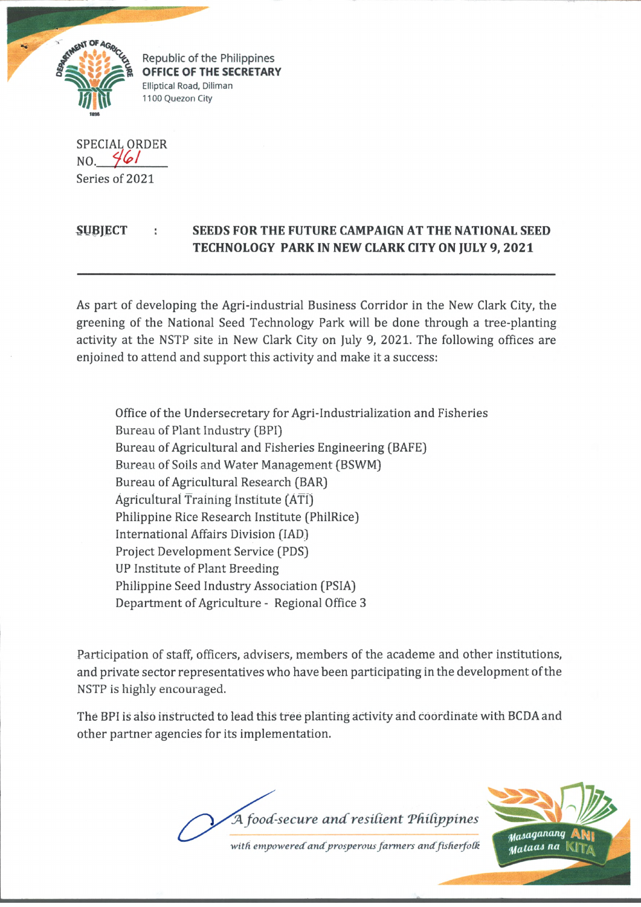Republic of the Philippines
**OFFICE OF THE SECRETARY**
Elliptical Road, Diliman
1100 Quezon City

SPECIAL ORDER
NO. 461
Series of 2021

**SUBJECT : SEEDS FOR THE FUTURE CAMPAIGN AT THE NATIONAL SEED TECHNOLOGY PARK IN NEW CLARK CITY ON JULY 9, 2021**

---

As part of developing the Agri-industrial Business Corridor in the New Clark City, the greening of the National Seed Technology Park will be done through a tree-planting activity at the NSTP site in New Clark City on July 9, 2021. The following offices are enjoined to attend and support this activity and make it a success:

Office of the Undersecretary for Agri-Industrialization and Fisheries
Bureau of Plant Industry (BPI)
Bureau of Agricultural and Fisheries Engineering (BAFE)
Bureau of Soils and Water Management (BSWM)
Bureau of Agricultural Research (BAR)
Agricultural Training Institute (ATI)
Philippine Rice Research Institute (PhilRice)
International Affairs Division (IAD)
Project Development Service (PDS)
UP Institute of Plant Breeding
Philippine Seed Industry Association (PSIA)
Department of Agriculture - Regional Office 3

Participation of staff, officers, advisers, members of the academe and other institutions, and private sector representatives who have been participating in the development of the NSTP is highly encouraged.

The BPI is also instructed to lead this tree planting activity and coordinate with BCDA and other partner agencies for its implementation.

*A food-secure and resilient Philippines*
*with empowered and prosperous farmers and fisherfolk*

Masaganang ANI Mataas na KITA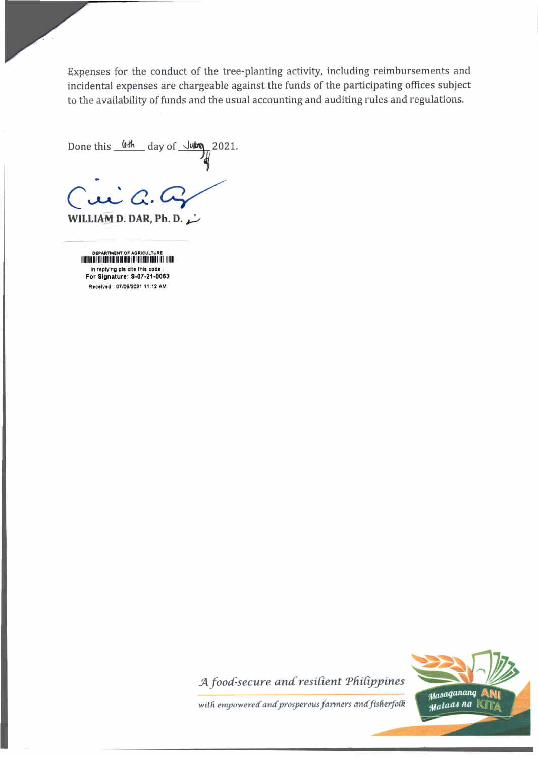Expenses for the conduct of the tree-planting activity, including reimbursements and incidental expenses are chargeable against the funds of the participating offices subject to the availability of funds and the usual accounting and auditing rules and regulations.

Done this 6th day of July 2021.

**WILLIAM D. DAR, Ph. D.**

DEPARTMENT OF AGRICULTURE
In replying pls cite this code :
For Signature: S-07-21-0063
Received : 07/06/2021 11:12 AM

*A food-secure and resilient Philippines*

*with empowered and prosperous farmers and fisherfolk*

Masaganang ANI Mataas na KITA